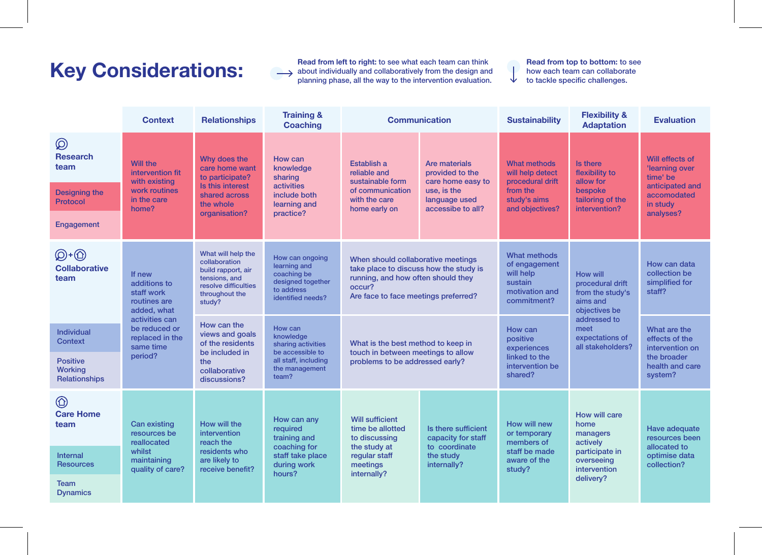# Key Considerations:

**Read from left to right:** to see what each team can think about individually and collaboratively from the design and planning phase, all the way to the intervention evaluation.

**Read from top to bottom:** to see how each team can collaborate to tackle specific challenges.

| | Context | Relationships | Training & Coaching | Communication | | Sustainability | Flexibility & Adaptation | Evaluation |
|---|---|---|---|---|---|---|---|---|
| **Research team** — Designing the Protocol / Engagement | Will the intervention fit with existing work routines in the care home? | Why does the care home want to participate? Is this interest shared across the whole organisation? | How can knowledge sharing activities include both learning and practice? | Establish a reliable and sustainable form of communication with the care home early on | Are materials provided to the care home easy to use, is the language used accessible to all? | What methods will help detect procedural drift from the study's aims and objectives? | Is there flexibility to allow for bespoke tailoring of the intervention? | Will effects of 'learning over time' be anticipated and accomodated in study analyses? |
| **Collaborative team** — Individual Context | If new additions to staff work routines are added, what activities can be reduced or replaced in the same time period? | What will help the collaboration build rapport, air tensions, and resolve difficulties throughout the study? | How can ongoing learning and coaching be designed together to address identified needs? | When should collaborative meetings take place to discuss how the study is running, and how often should they occur? Are face to face meetings preferred? | | What methods of engagement will help sustain motivation and commitment? | How will procedural drift from the study's aims and objectives be addressed to meet expectations of all stakeholders? | How can data collection be simplified for staff? |
| **Collaborative team** — Positive Working Relationships | | How can the views and goals of the residents be included in the collaborative discussions? | How can knowledge sharing activities be accessible to all staff, including the management team? | What is the best method to keep in touch in between meetings to allow problems to be addressed early? | | How can positive experiences linked to the intervention be shared? | | What are the effects of the intervention on the broader health and care system? |
| **Care Home team** — Internal Resources / Team Dynamics | Can existing resources be reallocated whilst maintaining quality of care? | How will the intervention reach the residents who are likely to receive benefit? | How can any required training and coaching for staff take place during work hours? | Will sufficient time be allotted to discussing the study at regular staff meetings internally? | Is there sufficient capacity for staff to coordinate the study internally? | How will new or temporary members of staff be made aware of the study? | How will care home managers actively participate in overseeing intervention delivery? | Have adequate resources been allocated to optimise data collection? |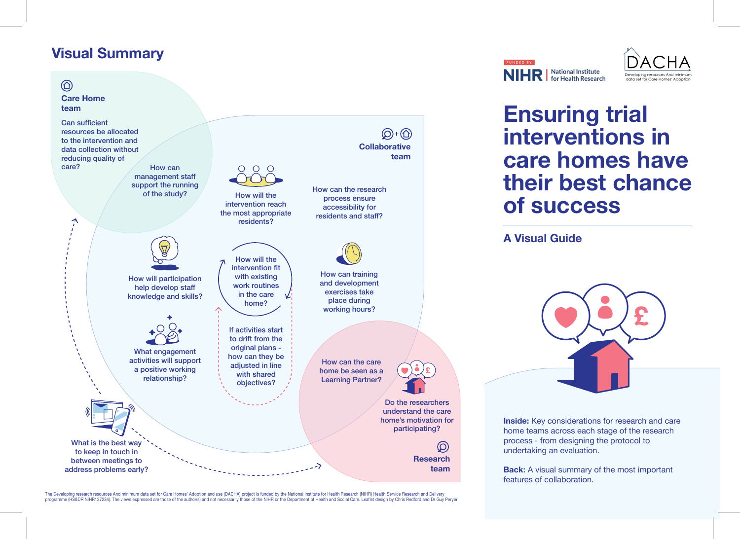## Visual Summary

### Care Home team

Can sufficient resources be allocated to the intervention and data collection without reducing quality of care?

How can management staff support the running of the study?

### Collaborative team

How will the intervention reach the most appropriate residents?

How can the research process ensure accessibility for residents and staff?

How will participation help develop staff knowledge and skills?

How will the intervention fit with existing work routines in the care home?

How can training and development exercises take place during working hours?

What engagement activities will support a positive working relationship?

If activities start to drift from the original plans - how can they be adjusted in line with shared objectives?

How can the care home be seen as a Learning Partner?

What is the best way to keep in touch in between meetings to address problems early?

Do the researchers understand the care home's motivation for participating?

### Research team

The Developing research resources And minimum data set for Care Homes' Adoption and use (DACHA) project is funded by the National Institute for Health Research (NIHR) Health Service Research and Delivery programme (HS&DR NIHR127234). The views expressed are those of the author(s) and not necessarily those of the NIHR or the Department of Health and Social Care. Leaflet design by Chris Redford and Dr Guy Peryer

FUNDED BY NIHR | National Institute for Health Research

DACHA – Developing resources And minimum data set for Care Homes' Adoption

# Ensuring trial interventions in care homes have their best chance of success

## A Visual Guide

**Inside:** Key considerations for research and care home teams across each stage of the research process - from designing the protocol to undertaking an evaluation.

**Back:** A visual summary of the most important features of collaboration.